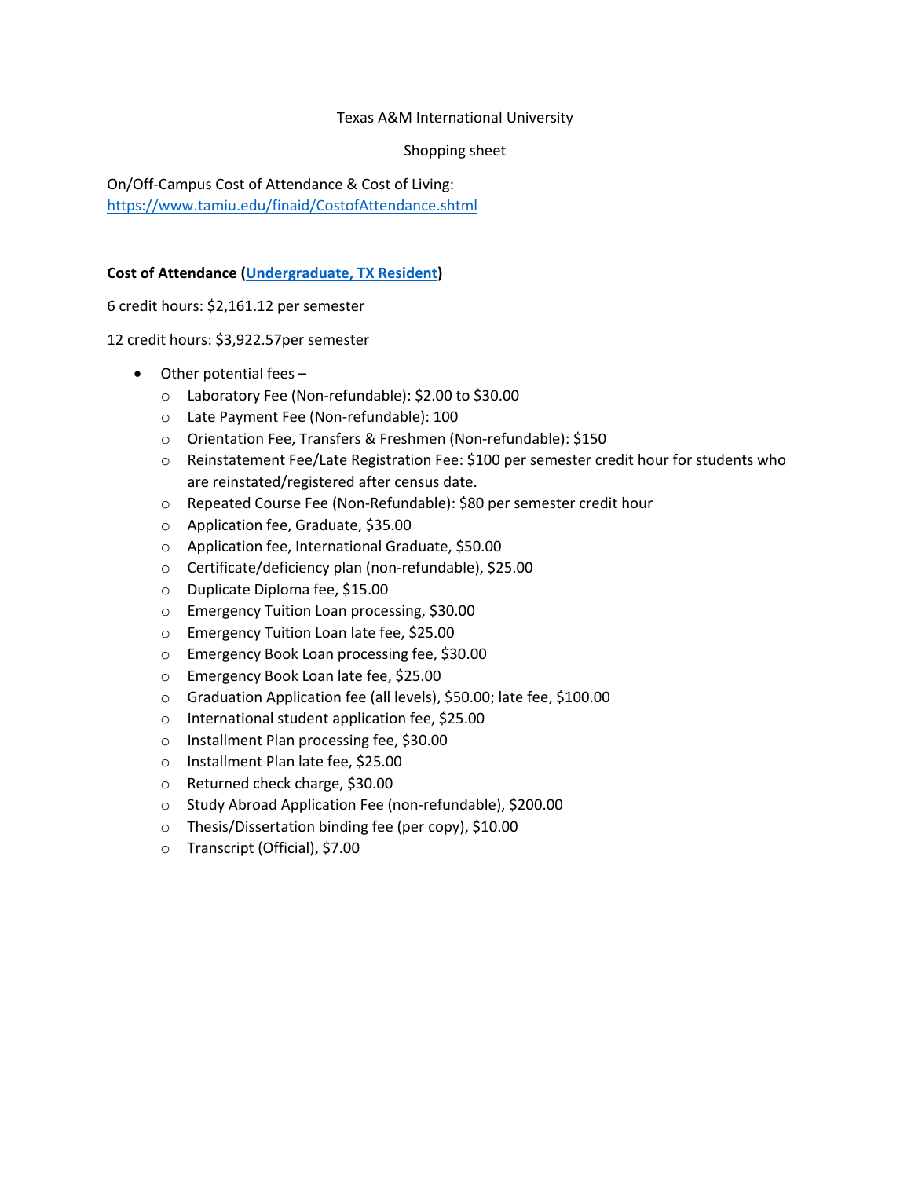Texas A&M International University

Shopping sheet

On/Off-Campus Cost of Attendance & Cost of Living:
[https://www.tamiu.edu/finaid/CostofAttendance.shtml](https://www.tamiu.edu/finaid/CostofAttendance.shtml)

**Cost of Attendance (Undergraduate, TX Resident)**

6 credit hours: $2,161.12 per semester

12 credit hours: $3,922.57per semester

- Other potential fees –
  - Laboratory Fee (Non-refundable): $2.00 to $30.00
  - Late Payment Fee (Non-refundable): 100
  - Orientation Fee, Transfers & Freshmen (Non-refundable): $150
  - Reinstatement Fee/Late Registration Fee: $100 per semester credit hour for students who are reinstated/registered after census date.
  - Repeated Course Fee (Non-Refundable): $80 per semester credit hour
  - Application fee, Graduate, $35.00
  - Application fee, International Graduate, $50.00
  - Certificate/deficiency plan (non-refundable), $25.00
  - Duplicate Diploma fee, $15.00
  - Emergency Tuition Loan processing, $30.00
  - Emergency Tuition Loan late fee, $25.00
  - Emergency Book Loan processing fee, $30.00
  - Emergency Book Loan late fee, $25.00
  - Graduation Application fee (all levels), $50.00; late fee, $100.00
  - International student application fee, $25.00
  - Installment Plan processing fee, $30.00
  - Installment Plan late fee, $25.00
  - Returned check charge, $30.00
  - Study Abroad Application Fee (non-refundable), $200.00
  - Thesis/Dissertation binding fee (per copy), $10.00
  - Transcript (Official), $7.00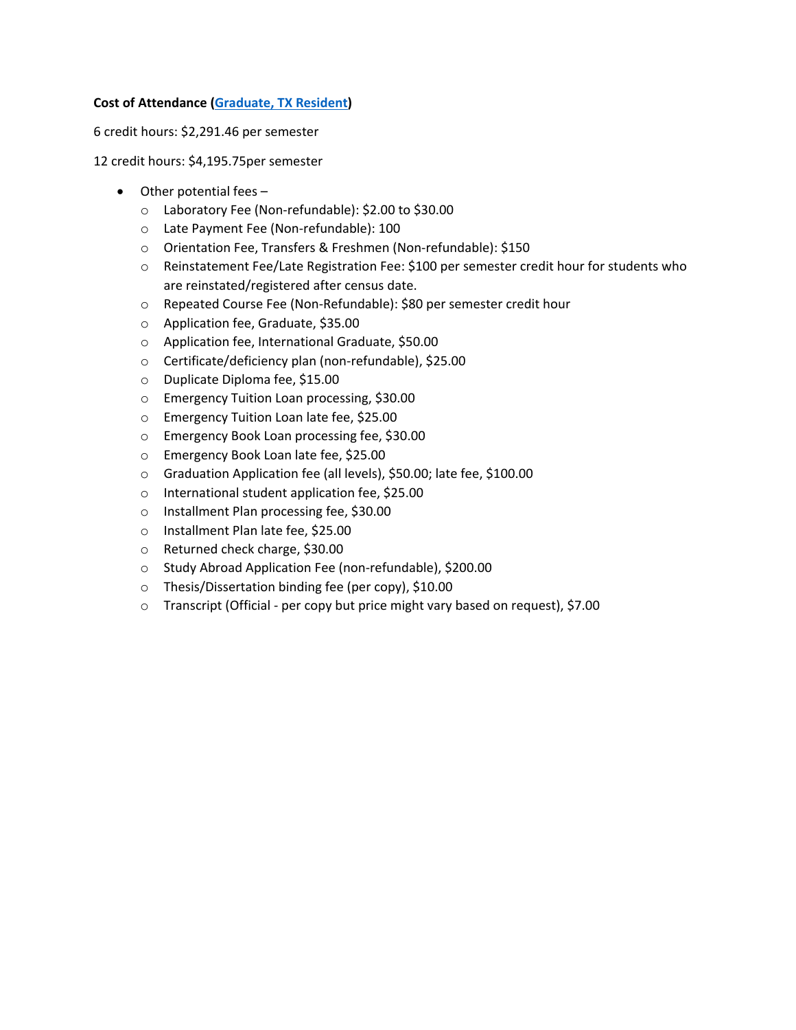**Cost of Attendance (Graduate, TX Resident)**

6 credit hours: $2,291.46 per semester

12 credit hours: $4,195.75per semester

- Other potential fees –
  - Laboratory Fee (Non-refundable): $2.00 to $30.00
  - Late Payment Fee (Non-refundable): 100
  - Orientation Fee, Transfers & Freshmen (Non-refundable): $150
  - Reinstatement Fee/Late Registration Fee: $100 per semester credit hour for students who are reinstated/registered after census date.
  - Repeated Course Fee (Non-Refundable): $80 per semester credit hour
  - Application fee, Graduate, $35.00
  - Application fee, International Graduate, $50.00
  - Certificate/deficiency plan (non-refundable), $25.00
  - Duplicate Diploma fee, $15.00
  - Emergency Tuition Loan processing, $30.00
  - Emergency Tuition Loan late fee, $25.00
  - Emergency Book Loan processing fee, $30.00
  - Emergency Book Loan late fee, $25.00
  - Graduation Application fee (all levels), $50.00; late fee, $100.00
  - International student application fee, $25.00
  - Installment Plan processing fee, $30.00
  - Installment Plan late fee, $25.00
  - Returned check charge, $30.00
  - Study Abroad Application Fee (non-refundable), $200.00
  - Thesis/Dissertation binding fee (per copy), $10.00
  - Transcript (Official - per copy but price might vary based on request), $7.00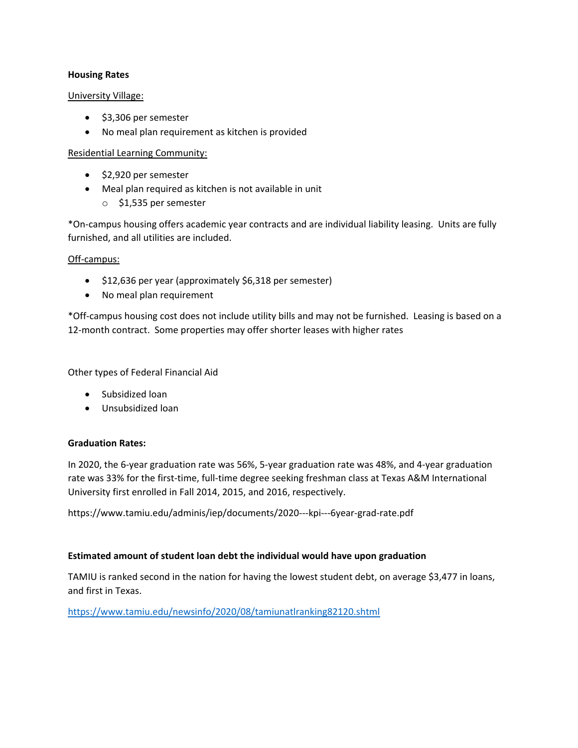**Housing Rates**

University Village:

- $3,306 per semester
- No meal plan requirement as kitchen is provided

Residential Learning Community:

- $2,920 per semester
- Meal plan required as kitchen is not available in unit
  - $1,535 per semester

*On-campus housing offers academic year contracts and are individual liability leasing. Units are fully furnished, and all utilities are included.

Off-campus:

- $12,636 per year (approximately $6,318 per semester)
- No meal plan requirement

*Off-campus housing cost does not include utility bills and may not be furnished. Leasing is based on a 12-month contract. Some properties may offer shorter leases with higher rates

Other types of Federal Financial Aid

- Subsidized loan
- Unsubsidized loan

**Graduation Rates:**

In 2020, the 6-year graduation rate was 56%, 5-year graduation rate was 48%, and 4-year graduation rate was 33% for the first-time, full-time degree seeking freshman class at Texas A&M International University first enrolled in Fall 2014, 2015, and 2016, respectively.

https://www.tamiu.edu/adminis/iep/documents/2020---kpi---6year-grad-rate.pdf

**Estimated amount of student loan debt the individual would have upon graduation**

TAMIU is ranked second in the nation for having the lowest student debt, on average $3,477 in loans, and first in Texas.

https://www.tamiu.edu/newsinfo/2020/08/tamiunatlranking82120.shtml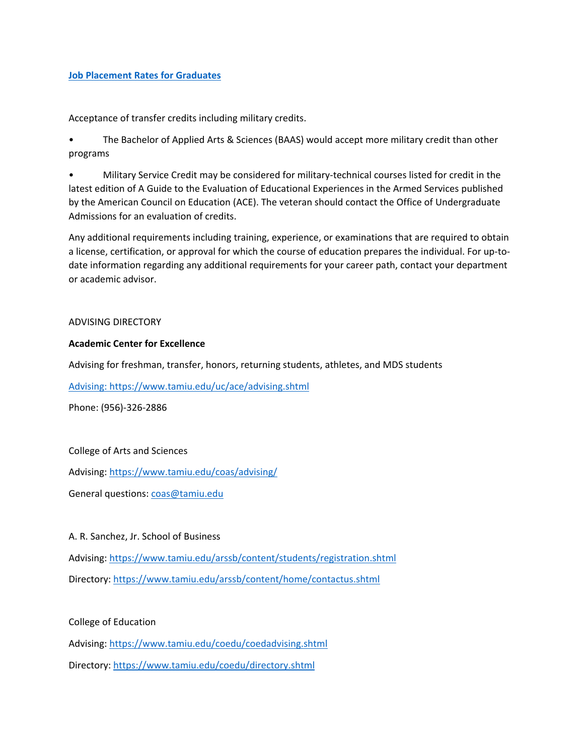[**Job Placement Rates for Graduates**]()

Acceptance of transfer credits including military credits.

- The Bachelor of Applied Arts & Sciences (BAAS) would accept more military credit than other programs
- Military Service Credit may be considered for military-technical courses listed for credit in the latest edition of A Guide to the Evaluation of Educational Experiences in the Armed Services published by the American Council on Education (ACE). The veteran should contact the Office of Undergraduate Admissions for an evaluation of credits.

Any additional requirements including training, experience, or examinations that are required to obtain a license, certification, or approval for which the course of education prepares the individual. For up-to-date information regarding any additional requirements for your career path, contact your department or academic advisor.

ADVISING DIRECTORY

**Academic Center for Excellence**

Advising for freshman, transfer, honors, returning students, athletes, and MDS students

[Advising: https://www.tamiu.edu/uc/ace/advising.shtml](https://www.tamiu.edu/uc/ace/advising.shtml)

Phone: (956)-326-2886

College of Arts and Sciences

Advising: https://www.tamiu.edu/coas/advising/

General questions: coas@tamiu.edu

A. R. Sanchez, Jr. School of Business

Advising: https://www.tamiu.edu/arssb/content/students/registration.shtml

Directory: https://www.tamiu.edu/arssb/content/home/contactus.shtml

College of Education

Advising: https://www.tamiu.edu/coedu/coedadvising.shtml

Directory: https://www.tamiu.edu/coedu/directory.shtml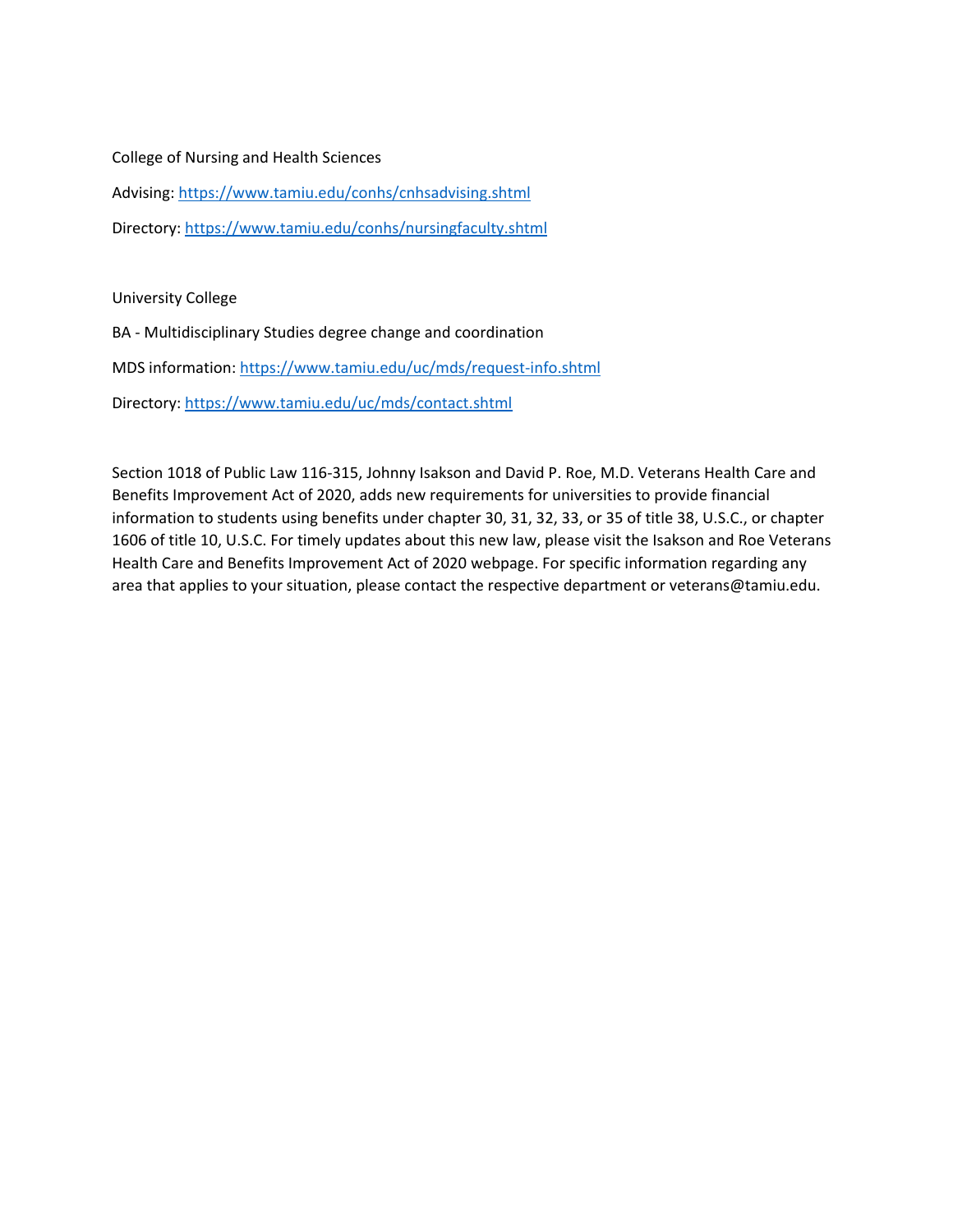College of Nursing and Health Sciences

Advising: https://www.tamiu.edu/conhs/cnhsadvising.shtml

Directory: https://www.tamiu.edu/conhs/nursingfaculty.shtml

University College

BA - Multidisciplinary Studies degree change and coordination

MDS information: https://www.tamiu.edu/uc/mds/request-info.shtml

Directory: https://www.tamiu.edu/uc/mds/contact.shtml

Section 1018 of Public Law 116-315, Johnny Isakson and David P. Roe, M.D. Veterans Health Care and Benefits Improvement Act of 2020, adds new requirements for universities to provide financial information to students using benefits under chapter 30, 31, 32, 33, or 35 of title 38, U.S.C., or chapter 1606 of title 10, U.S.C. For timely updates about this new law, please visit the Isakson and Roe Veterans Health Care and Benefits Improvement Act of 2020 webpage. For specific information regarding any area that applies to your situation, please contact the respective department or veterans@tamiu.edu.